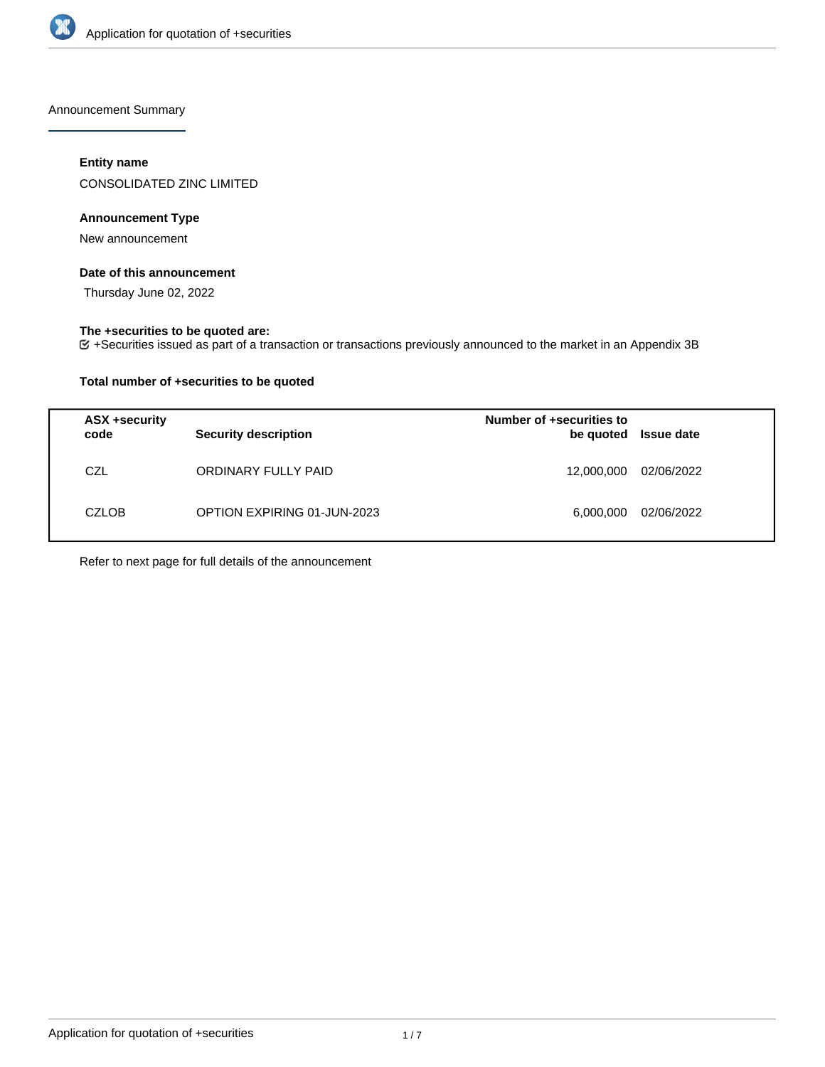## Announcement Summary

### Entity name

CONSOLIDATED ZINC LIMITED

### Announcement Type

New announcement

### Date of this announcement

Thursday June 02, 2022

### The +securities to be quoted are:

☑ +Securities issued as part of a transaction or transactions previously announced to the market in an Appendix 3B

### Total number of +securities to be quoted

| ASX +security code | Security description | Number of +securities to be quoted | Issue date |
|---|---|---|---|
| CZL | ORDINARY FULLY PAID | 12,000,000 | 02/06/2022 |
| CZLOB | OPTION EXPIRING 01-JUN-2023 | 6,000,000 | 02/06/2022 |

Refer to next page for full details of the announcement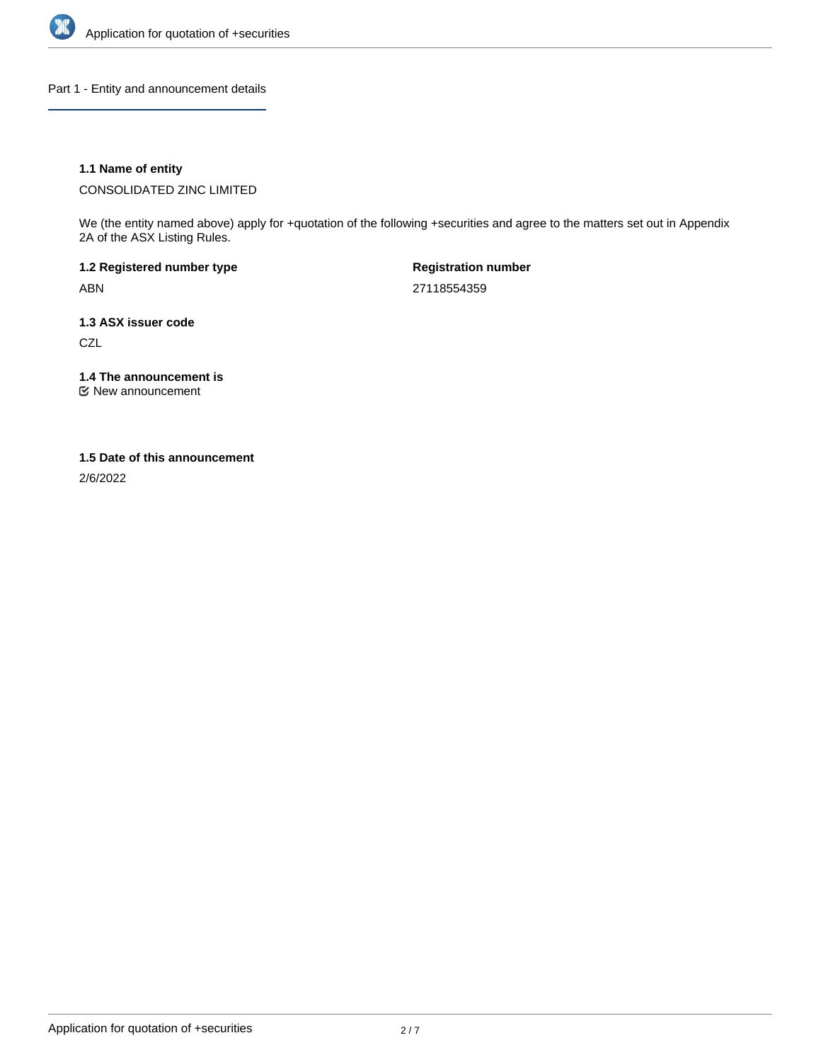## Part 1 - Entity and announcement details

**1.1 Name of entity**

CONSOLIDATED ZINC LIMITED

We (the entity named above) apply for +quotation of the following +securities and agree to the matters set out in Appendix 2A of the ASX Listing Rules.

**1.2 Registered number type**

ABN

**Registration number**

27118554359

**1.3 ASX issuer code**

CZL

**1.4 The announcement is**

☑ New announcement

**1.5 Date of this announcement**

2/6/2022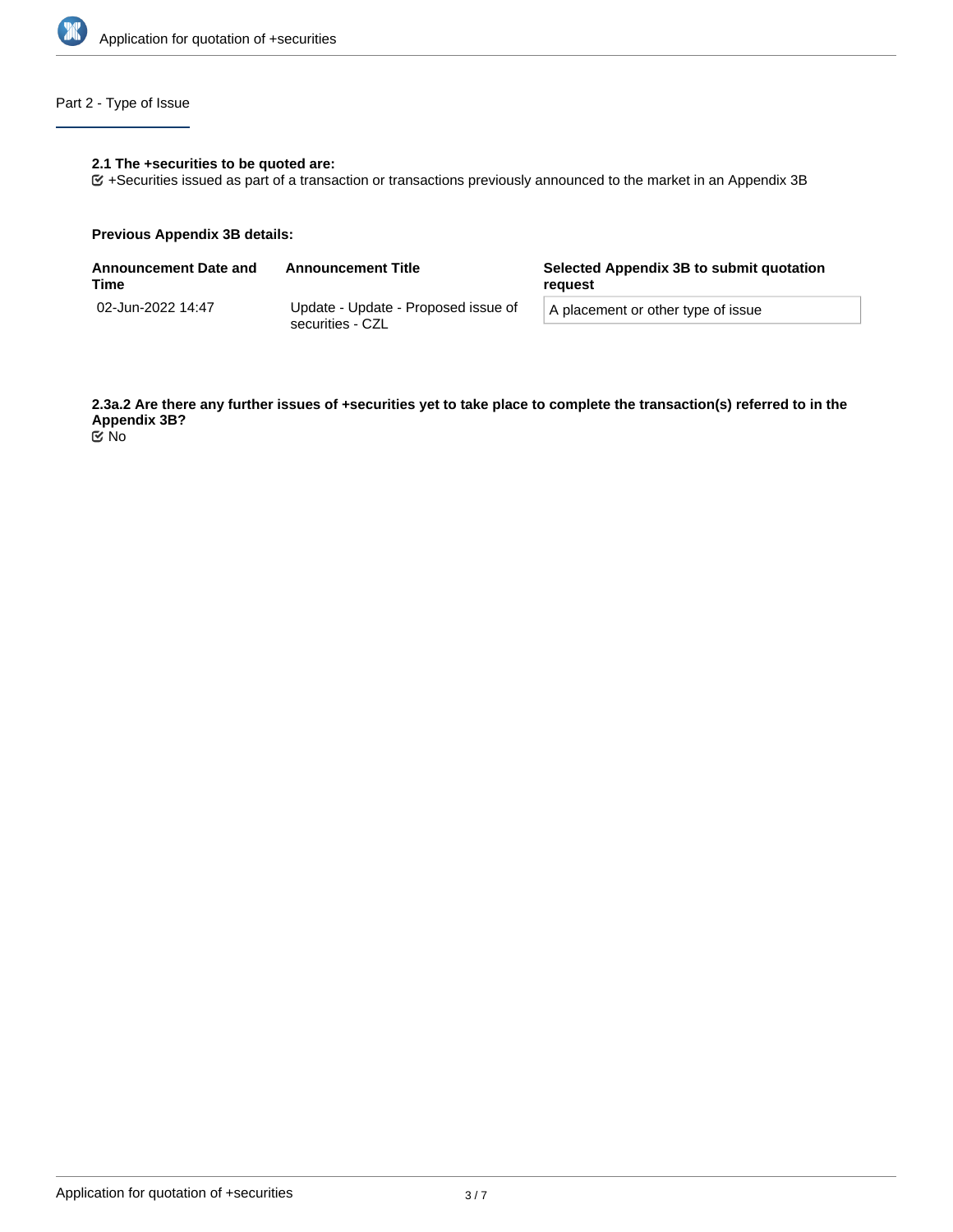## Part 2 - Type of Issue

**2.1 The +securities to be quoted are:**

☑ +Securities issued as part of a transaction or transactions previously announced to the market in an Appendix 3B

**Previous Appendix 3B details:**

| Announcement Date and Time | Announcement Title | Selected Appendix 3B to submit quotation request |
| --- | --- | --- |
| 02-Jun-2022 14:47 | Update - Update - Proposed issue of securities - CZL | A placement or other type of issue |

**2.3a.2 Are there any further issues of +securities yet to take place to complete the transaction(s) referred to in the Appendix 3B?**

☑ No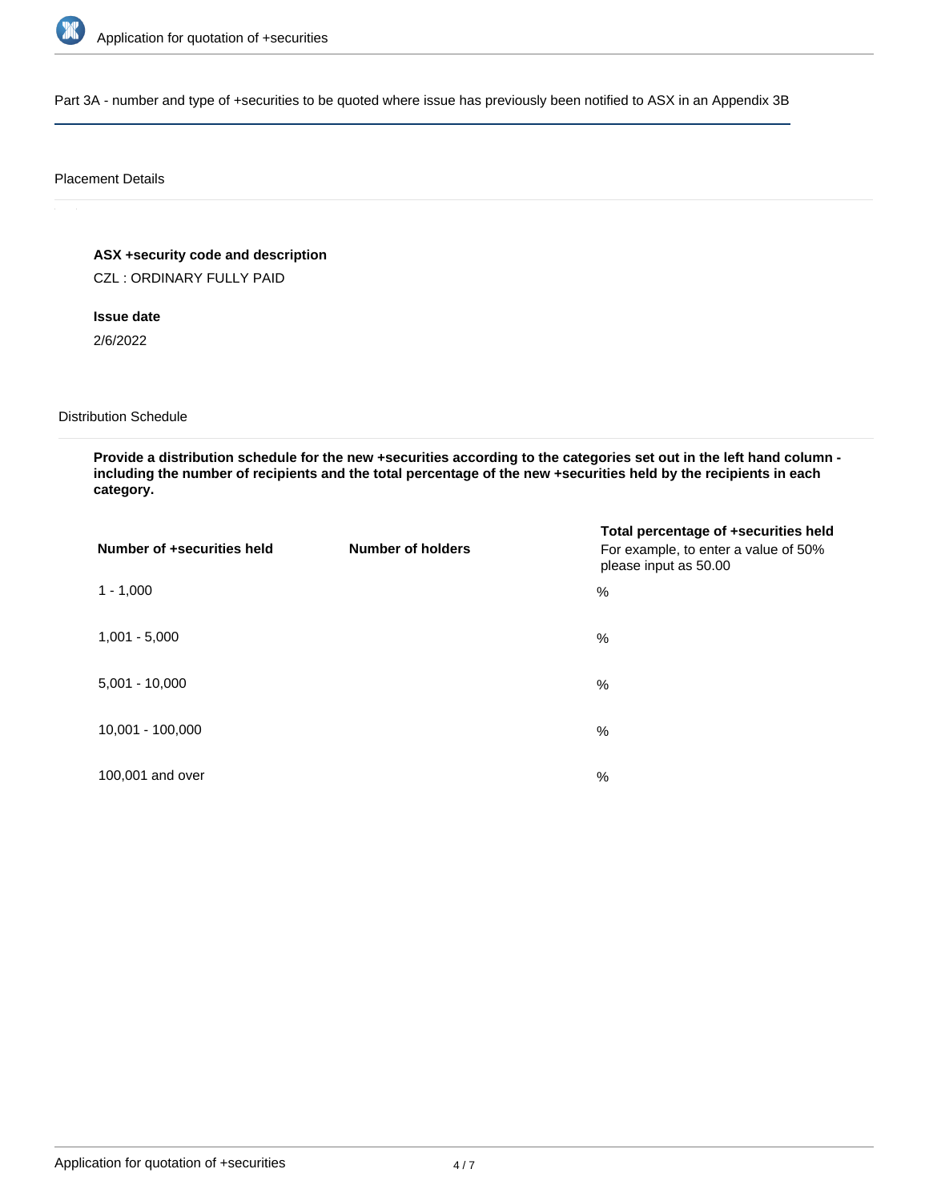Part 3A - number and type of +securities to be quoted where issue has previously been notified to ASX in an Appendix 3B

## Placement Details

**ASX +security code and description**

CZL : ORDINARY FULLY PAID

**Issue date**

2/6/2022

## Distribution Schedule

**Provide a distribution schedule for the new +securities according to the categories set out in the left hand column - including the number of recipients and the total percentage of the new +securities held by the recipients in each category.**

| Number of +securities held | Number of holders | Total percentage of +securities held<br>For example, to enter a value of 50% please input as 50.00 |
|---|---|---|
| 1 - 1,000 | | % |
| 1,001 - 5,000 | | % |
| 5,001 - 10,000 | | % |
| 10,001 - 100,000 | | % |
| 100,001 and over | | % |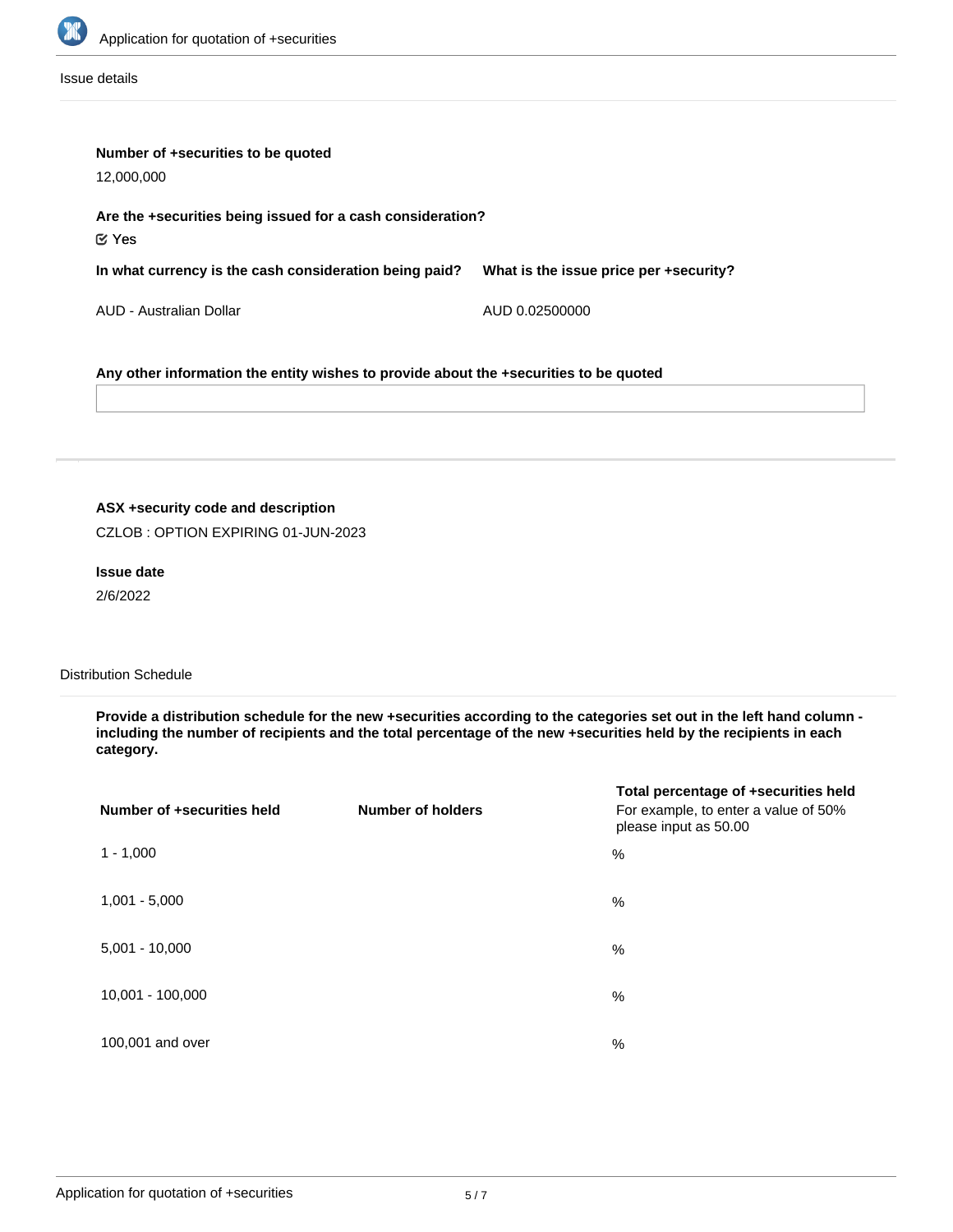Issue details

**Number of +securities to be quoted**

12,000,000

**Are the +securities being issued for a cash consideration?**

☑ Yes

**In what currency is the cash consideration being paid?**

AUD - Australian Dollar

**What is the issue price per +security?**

AUD 0.02500000

**Any other information the entity wishes to provide about the +securities to be quoted**

---

**ASX +security code and description**

CZLOB : OPTION EXPIRING 01-JUN-2023

**Issue date**

2/6/2022

Distribution Schedule

**Provide a distribution schedule for the new +securities according to the categories set out in the left hand column - including the number of recipients and the total percentage of the new +securities held by the recipients in each category.**

| Number of +securities held | Number of holders | Total percentage of +securities held For example, to enter a value of 50% please input as 50.00 |
| --- | --- | --- |
| 1 - 1,000 | | % |
| 1,001 - 5,000 | | % |
| 5,001 - 10,000 | | % |
| 10,001 - 100,000 | | % |
| 100,001 and over | | % |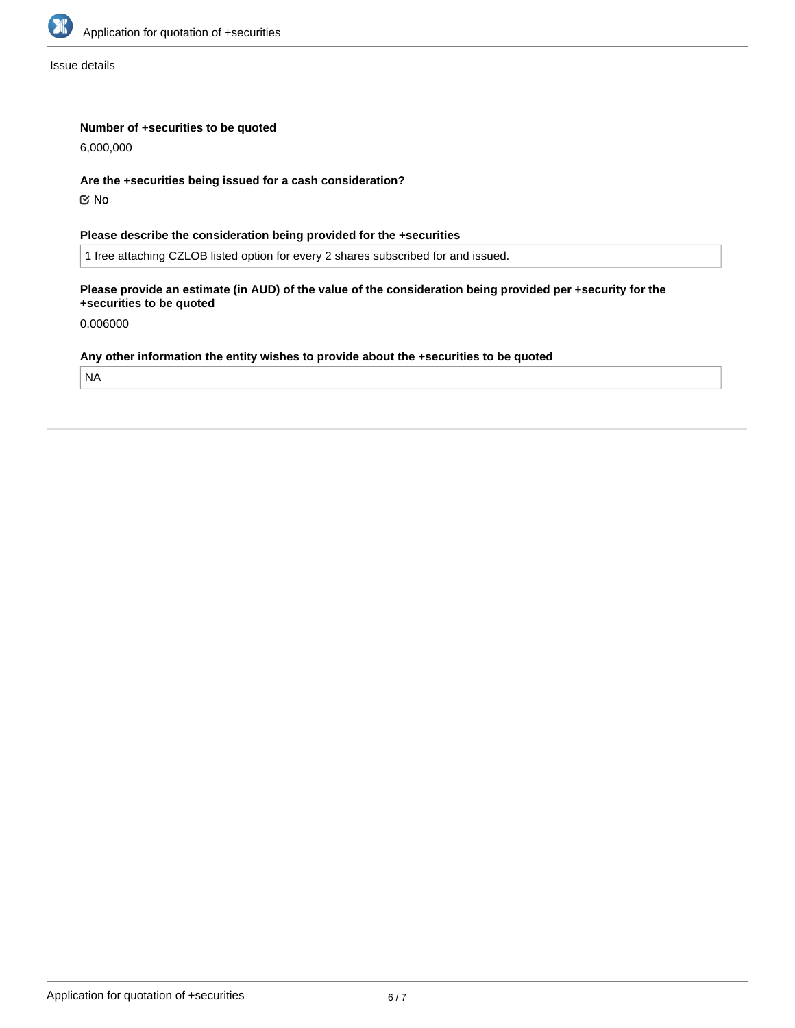Issue details

**Number of +securities to be quoted**

6,000,000

**Are the +securities being issued for a cash consideration?**

☑ No

**Please describe the consideration being provided for the +securities**

1 free attaching CZLOB listed option for every 2 shares subscribed for and issued.

**Please provide an estimate (in AUD) of the value of the consideration being provided per +security for the +securities to be quoted**

0.006000

**Any other information the entity wishes to provide about the +securities to be quoted**

NA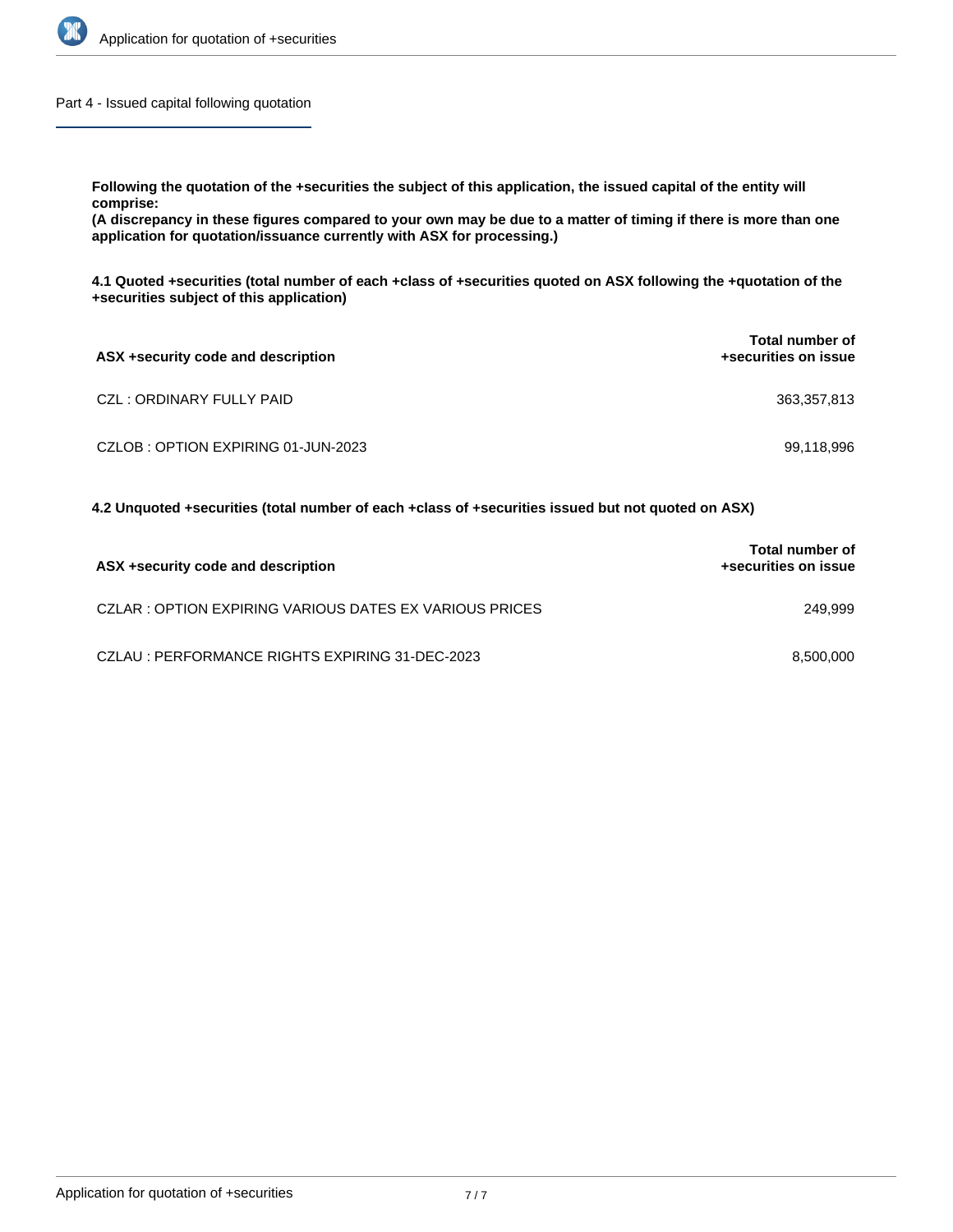## Part 4 - Issued capital following quotation

**Following the quotation of the +securities the subject of this application, the issued capital of the entity will comprise:**
**(A discrepancy in these figures compared to your own may be due to a matter of timing if there is more than one application for quotation/issuance currently with ASX for processing.)**

**4.1 Quoted +securities (total number of each +class of +securities quoted on ASX following the +quotation of the +securities subject of this application)**

| ASX +security code and description | Total number of +securities on issue |
|---|---|
| CZL : ORDINARY FULLY PAID | 363,357,813 |
| CZLOB : OPTION EXPIRING 01-JUN-2023 | 99,118,996 |

**4.2 Unquoted +securities (total number of each +class of +securities issued but not quoted on ASX)**

| ASX +security code and description | Total number of +securities on issue |
|---|---|
| CZLAR : OPTION EXPIRING VARIOUS DATES EX VARIOUS PRICES | 249,999 |
| CZLAU : PERFORMANCE RIGHTS EXPIRING 31-DEC-2023 | 8,500,000 |